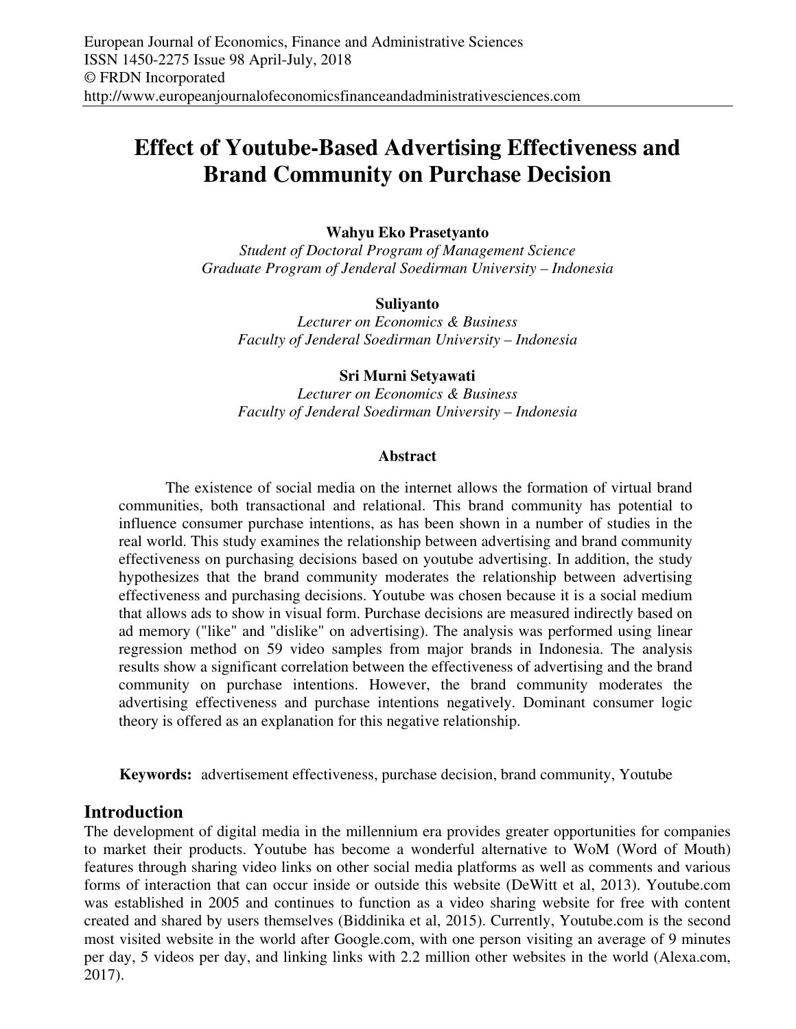# Effect of Youtube-Based Advertising Effectiveness and Brand Community on Purchase Decision

**Wahyu Eko Prasetyanto**
*Student of Doctoral Program of Management Science*
*Graduate Program of Jenderal Soedirman University – Indonesia*

**Suliyanto**
*Lecturer on Economics & Business*
*Faculty of Jenderal Soedirman University – Indonesia*

**Sri Murni Setyawati**
*Lecturer on Economics & Business*
*Faculty of Jenderal Soedirman University – Indonesia*

### Abstract

The existence of social media on the internet allows the formation of virtual brand communities, both transactional and relational. This brand community has potential to influence consumer purchase intentions, as has been shown in a number of studies in the real world. This study examines the relationship between advertising and brand community effectiveness on purchasing decisions based on youtube advertising. In addition, the study hypothesizes that the brand community moderates the relationship between advertising effectiveness and purchasing decisions. Youtube was chosen because it is a social medium that allows ads to show in visual form. Purchase decisions are measured indirectly based on ad memory ("like" and "dislike" on advertising). The analysis was performed using linear regression method on 59 video samples from major brands in Indonesia. The analysis results show a significant correlation between the effectiveness of advertising and the brand community on purchase intentions. However, the brand community moderates the advertising effectiveness and purchase intentions negatively. Dominant consumer logic theory is offered as an explanation for this negative relationship.

**Keywords:** advertisement effectiveness, purchase decision, brand community, Youtube

## Introduction

The development of digital media in the millennium era provides greater opportunities for companies to market their products. Youtube has become a wonderful alternative to WoM (Word of Mouth) features through sharing video links on other social media platforms as well as comments and various forms of interaction that can occur inside or outside this website (DeWitt et al, 2013). Youtube.com was established in 2005 and continues to function as a video sharing website for free with content created and shared by users themselves (Biddinika et al, 2015). Currently, Youtube.com is the second most visited website in the world after Google.com, with one person visiting an average of 9 minutes per day, 5 videos per day, and linking links with 2.2 million other websites in the world (Alexa.com, 2017).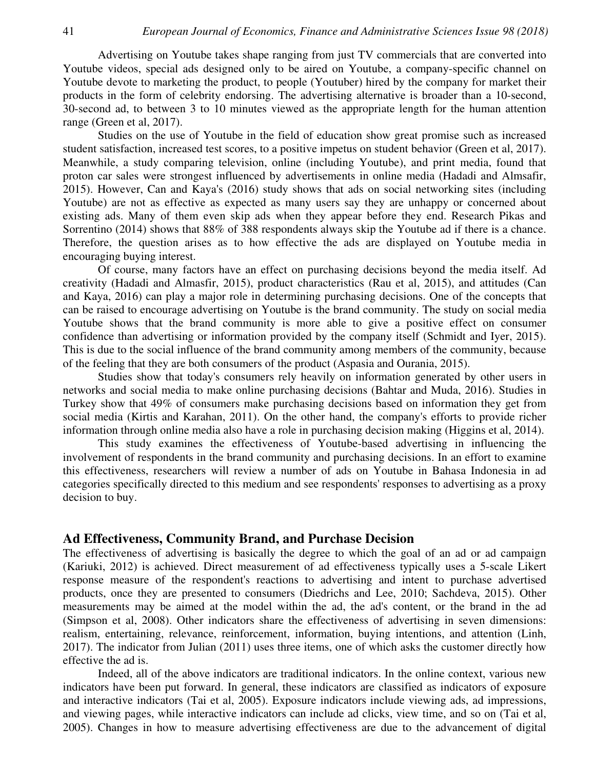Advertising on Youtube takes shape ranging from just TV commercials that are converted into Youtube videos, special ads designed only to be aired on Youtube, a company-specific channel on Youtube devote to marketing the product, to people (Youtuber) hired by the company for market their products in the form of celebrity endorsing. The advertising alternative is broader than a 10-second, 30-second ad, to between 3 to 10 minutes viewed as the appropriate length for the human attention range (Green et al, 2017).

Studies on the use of Youtube in the field of education show great promise such as increased student satisfaction, increased test scores, to a positive impetus on student behavior (Green et al, 2017). Meanwhile, a study comparing television, online (including Youtube), and print media, found that proton car sales were strongest influenced by advertisements in online media (Hadadi and Almsafir, 2015). However, Can and Kaya's (2016) study shows that ads on social networking sites (including Youtube) are not as effective as expected as many users say they are unhappy or concerned about existing ads. Many of them even skip ads when they appear before they end. Research Pikas and Sorrentino (2014) shows that 88% of 388 respondents always skip the Youtube ad if there is a chance. Therefore, the question arises as to how effective the ads are displayed on Youtube media in encouraging buying interest.

Of course, many factors have an effect on purchasing decisions beyond the media itself. Ad creativity (Hadadi and Almasfir, 2015), product characteristics (Rau et al, 2015), and attitudes (Can and Kaya, 2016) can play a major role in determining purchasing decisions. One of the concepts that can be raised to encourage advertising on Youtube is the brand community. The study on social media Youtube shows that the brand community is more able to give a positive effect on consumer confidence than advertising or information provided by the company itself (Schmidt and Iyer, 2015). This is due to the social influence of the brand community among members of the community, because of the feeling that they are both consumers of the product (Aspasia and Ourania, 2015).

Studies show that today's consumers rely heavily on information generated by other users in networks and social media to make online purchasing decisions (Bahtar and Muda, 2016). Studies in Turkey show that 49% of consumers make purchasing decisions based on information they get from social media (Kirtis and Karahan, 2011). On the other hand, the company's efforts to provide richer information through online media also have a role in purchasing decision making (Higgins et al, 2014).

This study examines the effectiveness of Youtube-based advertising in influencing the involvement of respondents in the brand community and purchasing decisions. In an effort to examine this effectiveness, researchers will review a number of ads on Youtube in Bahasa Indonesia in ad categories specifically directed to this medium and see respondents' responses to advertising as a proxy decision to buy.

## Ad Effectiveness, Community Brand, and Purchase Decision

The effectiveness of advertising is basically the degree to which the goal of an ad or ad campaign (Kariuki, 2012) is achieved. Direct measurement of ad effectiveness typically uses a 5-scale Likert response measure of the respondent's reactions to advertising and intent to purchase advertised products, once they are presented to consumers (Diedrichs and Lee, 2010; Sachdeva, 2015). Other measurements may be aimed at the model within the ad, the ad's content, or the brand in the ad (Simpson et al, 2008). Other indicators share the effectiveness of advertising in seven dimensions: realism, entertaining, relevance, reinforcement, information, buying intentions, and attention (Linh, 2017). The indicator from Julian (2011) uses three items, one of which asks the customer directly how effective the ad is.

Indeed, all of the above indicators are traditional indicators. In the online context, various new indicators have been put forward. In general, these indicators are classified as indicators of exposure and interactive indicators (Tai et al, 2005). Exposure indicators include viewing ads, ad impressions, and viewing pages, while interactive indicators can include ad clicks, view time, and so on (Tai et al, 2005). Changes in how to measure advertising effectiveness are due to the advancement of digital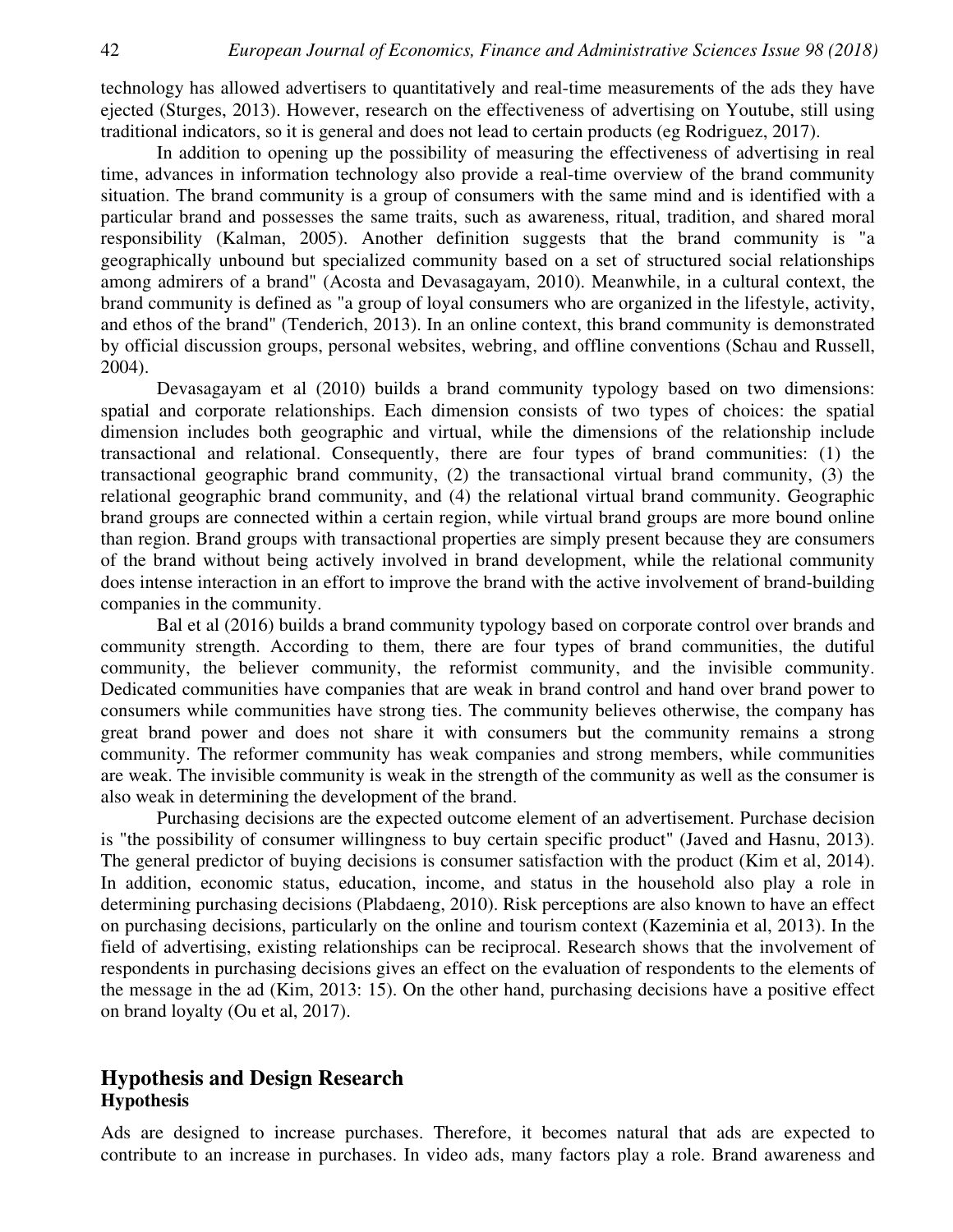technology has allowed advertisers to quantitatively and real-time measurements of the ads they have ejected (Sturges, 2013). However, research on the effectiveness of advertising on Youtube, still using traditional indicators, so it is general and does not lead to certain products (eg Rodriguez, 2017).

In addition to opening up the possibility of measuring the effectiveness of advertising in real time, advances in information technology also provide a real-time overview of the brand community situation. The brand community is a group of consumers with the same mind and is identified with a particular brand and possesses the same traits, such as awareness, ritual, tradition, and shared moral responsibility (Kalman, 2005). Another definition suggests that the brand community is "a geographically unbound but specialized community based on a set of structured social relationships among admirers of a brand" (Acosta and Devasagayam, 2010). Meanwhile, in a cultural context, the brand community is defined as "a group of loyal consumers who are organized in the lifestyle, activity, and ethos of the brand" (Tenderich, 2013). In an online context, this brand community is demonstrated by official discussion groups, personal websites, webring, and offline conventions (Schau and Russell, 2004).

Devasagayam et al (2010) builds a brand community typology based on two dimensions: spatial and corporate relationships. Each dimension consists of two types of choices: the spatial dimension includes both geographic and virtual, while the dimensions of the relationship include transactional and relational. Consequently, there are four types of brand communities: (1) the transactional geographic brand community, (2) the transactional virtual brand community, (3) the relational geographic brand community, and (4) the relational virtual brand community. Geographic brand groups are connected within a certain region, while virtual brand groups are more bound online than region. Brand groups with transactional properties are simply present because they are consumers of the brand without being actively involved in brand development, while the relational community does intense interaction in an effort to improve the brand with the active involvement of brand-building companies in the community.

Bal et al (2016) builds a brand community typology based on corporate control over brands and community strength. According to them, there are four types of brand communities, the dutiful community, the believer community, the reformist community, and the invisible community. Dedicated communities have companies that are weak in brand control and hand over brand power to consumers while communities have strong ties. The community believes otherwise, the company has great brand power and does not share it with consumers but the community remains a strong community. The reformer community has weak companies and strong members, while communities are weak. The invisible community is weak in the strength of the community as well as the consumer is also weak in determining the development of the brand.

Purchasing decisions are the expected outcome element of an advertisement. Purchase decision is "the possibility of consumer willingness to buy certain specific product" (Javed and Hasnu, 2013). The general predictor of buying decisions is consumer satisfaction with the product (Kim et al, 2014). In addition, economic status, education, income, and status in the household also play a role in determining purchasing decisions (Plabdaeng, 2010). Risk perceptions are also known to have an effect on purchasing decisions, particularly on the online and tourism context (Kazeminia et al, 2013). In the field of advertising, existing relationships can be reciprocal. Research shows that the involvement of respondents in purchasing decisions gives an effect on the evaluation of respondents to the elements of the message in the ad (Kim, 2013: 15). On the other hand, purchasing decisions have a positive effect on brand loyalty (Ou et al, 2017).

## Hypothesis and Design Research

### Hypothesis

Ads are designed to increase purchases. Therefore, it becomes natural that ads are expected to contribute to an increase in purchases. In video ads, many factors play a role. Brand awareness and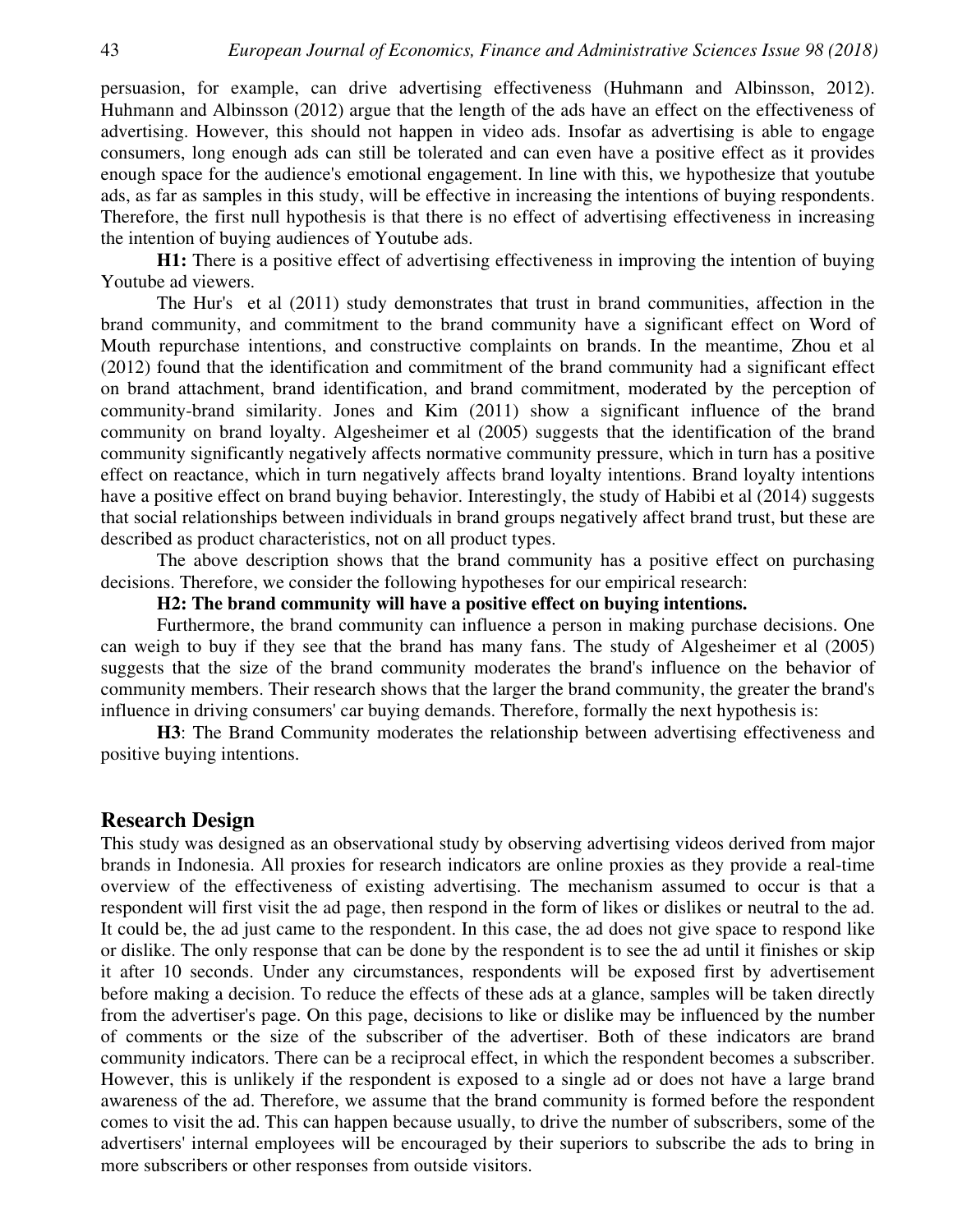persuasion, for example, can drive advertising effectiveness (Huhmann and Albinsson, 2012). Huhmann and Albinsson (2012) argue that the length of the ads have an effect on the effectiveness of advertising. However, this should not happen in video ads. Insofar as advertising is able to engage consumers, long enough ads can still be tolerated and can even have a positive effect as it provides enough space for the audience's emotional engagement. In line with this, we hypothesize that youtube ads, as far as samples in this study, will be effective in increasing the intentions of buying respondents. Therefore, the first null hypothesis is that there is no effect of advertising effectiveness in increasing the intention of buying audiences of Youtube ads.

**H1:** There is a positive effect of advertising effectiveness in improving the intention of buying Youtube ad viewers.

The Hur's et al (2011) study demonstrates that trust in brand communities, affection in the brand community, and commitment to the brand community have a significant effect on Word of Mouth repurchase intentions, and constructive complaints on brands. In the meantime, Zhou et al (2012) found that the identification and commitment of the brand community had a significant effect on brand attachment, brand identification, and brand commitment, moderated by the perception of community-brand similarity. Jones and Kim (2011) show a significant influence of the brand community on brand loyalty. Algesheimer et al (2005) suggests that the identification of the brand community significantly negatively affects normative community pressure, which in turn has a positive effect on reactance, which in turn negatively affects brand loyalty intentions. Brand loyalty intentions have a positive effect on brand buying behavior. Interestingly, the study of Habibi et al (2014) suggests that social relationships between individuals in brand groups negatively affect brand trust, but these are described as product characteristics, not on all product types.

The above description shows that the brand community has a positive effect on purchasing decisions. Therefore, we consider the following hypotheses for our empirical research:

**H2: The brand community will have a positive effect on buying intentions.**

Furthermore, the brand community can influence a person in making purchase decisions. One can weigh to buy if they see that the brand has many fans. The study of Algesheimer et al (2005) suggests that the size of the brand community moderates the brand's influence on the behavior of community members. Their research shows that the larger the brand community, the greater the brand's influence in driving consumers' car buying demands. Therefore, formally the next hypothesis is:

**H3**: The Brand Community moderates the relationship between advertising effectiveness and positive buying intentions.

## Research Design

This study was designed as an observational study by observing advertising videos derived from major brands in Indonesia. All proxies for research indicators are online proxies as they provide a real-time overview of the effectiveness of existing advertising. The mechanism assumed to occur is that a respondent will first visit the ad page, then respond in the form of likes or dislikes or neutral to the ad. It could be, the ad just came to the respondent. In this case, the ad does not give space to respond like or dislike. The only response that can be done by the respondent is to see the ad until it finishes or skip it after 10 seconds. Under any circumstances, respondents will be exposed first by advertisement before making a decision. To reduce the effects of these ads at a glance, samples will be taken directly from the advertiser's page. On this page, decisions to like or dislike may be influenced by the number of comments or the size of the subscriber of the advertiser. Both of these indicators are brand community indicators. There can be a reciprocal effect, in which the respondent becomes a subscriber. However, this is unlikely if the respondent is exposed to a single ad or does not have a large brand awareness of the ad. Therefore, we assume that the brand community is formed before the respondent comes to visit the ad. This can happen because usually, to drive the number of subscribers, some of the advertisers' internal employees will be encouraged by their superiors to subscribe the ads to bring in more subscribers or other responses from outside visitors.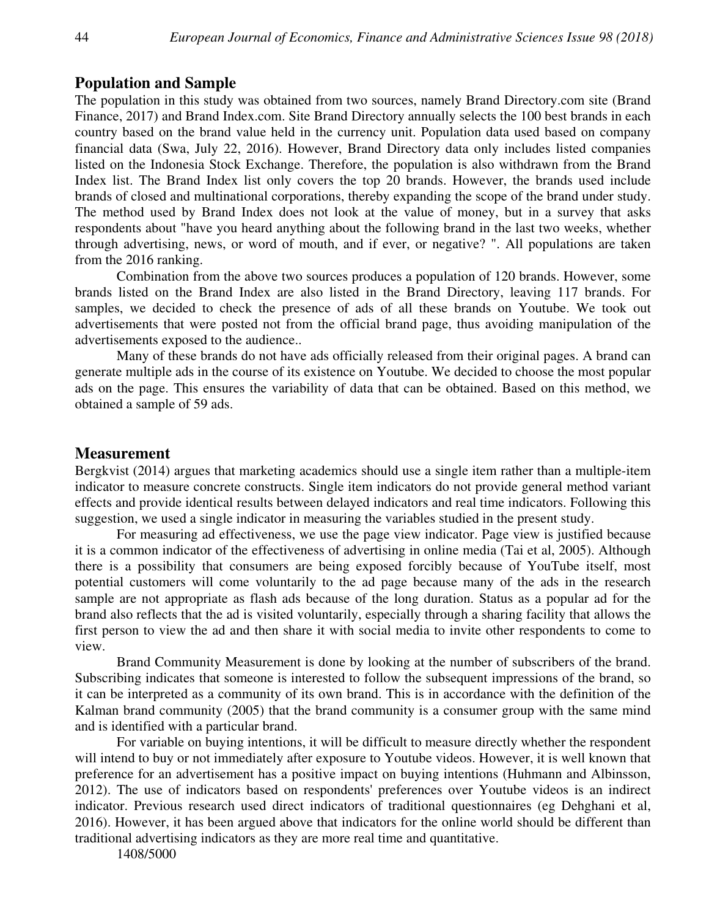## Population and Sample

The population in this study was obtained from two sources, namely Brand Directory.com site (Brand Finance, 2017) and Brand Index.com. Site Brand Directory annually selects the 100 best brands in each country based on the brand value held in the currency unit. Population data used based on company financial data (Swa, July 22, 2016). However, Brand Directory data only includes listed companies listed on the Indonesia Stock Exchange. Therefore, the population is also withdrawn from the Brand Index list. The Brand Index list only covers the top 20 brands. However, the brands used include brands of closed and multinational corporations, thereby expanding the scope of the brand under study. The method used by Brand Index does not look at the value of money, but in a survey that asks respondents about "have you heard anything about the following brand in the last two weeks, whether through advertising, news, or word of mouth, and if ever, or negative? ". All populations are taken from the 2016 ranking.

Combination from the above two sources produces a population of 120 brands. However, some brands listed on the Brand Index are also listed in the Brand Directory, leaving 117 brands. For samples, we decided to check the presence of ads of all these brands on Youtube. We took out advertisements that were posted not from the official brand page, thus avoiding manipulation of the advertisements exposed to the audience..

Many of these brands do not have ads officially released from their original pages. A brand can generate multiple ads in the course of its existence on Youtube. We decided to choose the most popular ads on the page. This ensures the variability of data that can be obtained. Based on this method, we obtained a sample of 59 ads.

## Measurement

Bergkvist (2014) argues that marketing academics should use a single item rather than a multiple-item indicator to measure concrete constructs. Single item indicators do not provide general method variant effects and provide identical results between delayed indicators and real time indicators. Following this suggestion, we used a single indicator in measuring the variables studied in the present study.

For measuring ad effectiveness, we use the page view indicator. Page view is justified because it is a common indicator of the effectiveness of advertising in online media (Tai et al, 2005). Although there is a possibility that consumers are being exposed forcibly because of YouTube itself, most potential customers will come voluntarily to the ad page because many of the ads in the research sample are not appropriate as flash ads because of the long duration. Status as a popular ad for the brand also reflects that the ad is visited voluntarily, especially through a sharing facility that allows the first person to view the ad and then share it with social media to invite other respondents to come to view.

Brand Community Measurement is done by looking at the number of subscribers of the brand. Subscribing indicates that someone is interested to follow the subsequent impressions of the brand, so it can be interpreted as a community of its own brand. This is in accordance with the definition of the Kalman brand community (2005) that the brand community is a consumer group with the same mind and is identified with a particular brand.

For variable on buying intentions, it will be difficult to measure directly whether the respondent will intend to buy or not immediately after exposure to Youtube videos. However, it is well known that preference for an advertisement has a positive impact on buying intentions (Huhmann and Albinsson, 2012). The use of indicators based on respondents' preferences over Youtube videos is an indirect indicator. Previous research used direct indicators of traditional questionnaires (eg Dehghani et al, 2016). However, it has been argued above that indicators for the online world should be different than traditional advertising indicators as they are more real time and quantitative.

1408/5000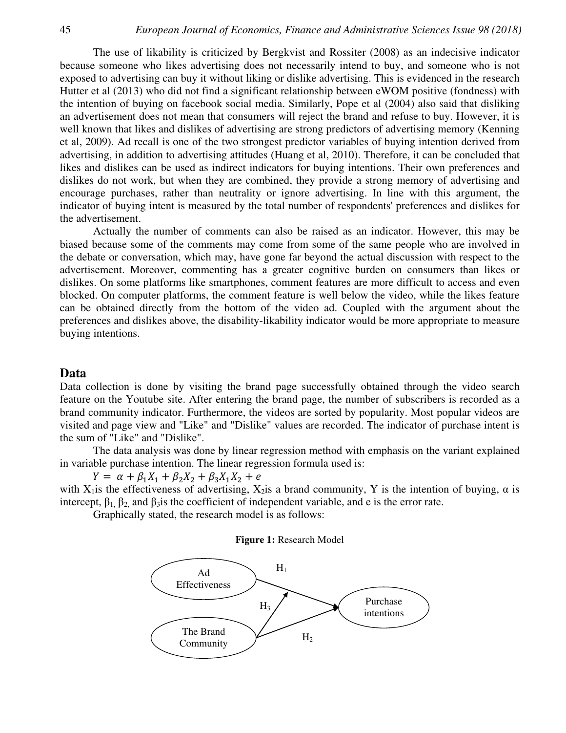The use of likability is criticized by Bergkvist and Rossiter (2008) as an indecisive indicator because someone who likes advertising does not necessarily intend to buy, and someone who is not exposed to advertising can buy it without liking or dislike advertising. This is evidenced in the research Hutter et al (2013) who did not find a significant relationship between eWOM positive (fondness) with the intention of buying on facebook social media. Similarly, Pope et al (2004) also said that disliking an advertisement does not mean that consumers will reject the brand and refuse to buy. However, it is well known that likes and dislikes of advertising are strong predictors of advertising memory (Kenning et al, 2009). Ad recall is one of the two strongest predictor variables of buying intention derived from advertising, in addition to advertising attitudes (Huang et al, 2010). Therefore, it can be concluded that likes and dislikes can be used as indirect indicators for buying intentions. Their own preferences and dislikes do not work, but when they are combined, they provide a strong memory of advertising and encourage purchases, rather than neutrality or ignore advertising. In line with this argument, the indicator of buying intent is measured by the total number of respondents' preferences and dislikes for the advertisement.

Actually the number of comments can also be raised as an indicator. However, this may be biased because some of the comments may come from some of the same people who are involved in the debate or conversation, which may, have gone far beyond the actual discussion with respect to the advertisement. Moreover, commenting has a greater cognitive burden on consumers than likes or dislikes. On some platforms like smartphones, comment features are more difficult to access and even blocked. On computer platforms, the comment feature is well below the video, while the likes feature can be obtained directly from the bottom of the video ad. Coupled with the argument about the preferences and dislikes above, the disability-likability indicator would be more appropriate to measure buying intentions.

## Data

Data collection is done by visiting the brand page successfully obtained through the video search feature on the Youtube site. After entering the brand page, the number of subscribers is recorded as a brand community indicator. Furthermore, the videos are sorted by popularity. Most popular videos are visited and page view and "Like" and "Dislike" values are recorded. The indicator of purchase intent is the sum of "Like" and "Dislike".

The data analysis was done by linear regression method with emphasis on the variant explained in variable purchase intention. The linear regression formula used is:

$$Y = \alpha + \beta_1 X_1 + \beta_2 X_2 + \beta_3 X_1 X_2 + e$$

with $X_1$ is the effectiveness of advertising, $X_2$ is a brand community, Y is the intention of buying, α is intercept, $\beta_1$, $\beta_2$, and $\beta_3$ is the coefficient of independent variable, and e is the error rate.

Graphically stated, the research model is as follows:

**Figure 1:** Research Model

Ad Effectiveness → (H1) → Purchase intentions

The Brand Community → (H2) → Purchase intentions

The Brand Community → (H3) → [Ad Effectiveness → Purchase intentions]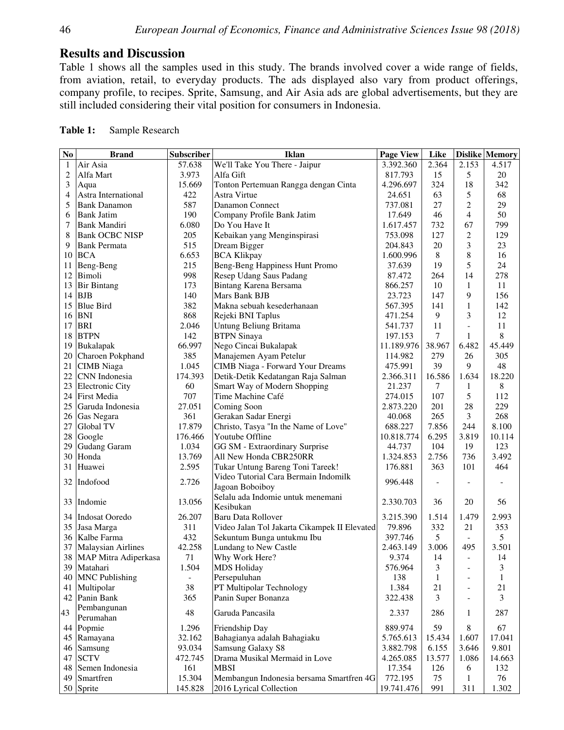## Results and Discussion

Table 1 shows all the samples used in this study. The brands involved cover a wide range of fields, from aviation, retail, to everyday products. The ads displayed also vary from product offerings, company profile, to recipes. Sprite, Samsung, and Air Asia ads are global advertisements, but they are still included considering their vital position for consumers in Indonesia.

**Table 1:** Sample Research

| No | Brand | Subscriber | Iklan | Page View | Like | Dislike | Memory |
|---|---|---|---|---|---|---|---|
| 1 | Air Asia | 57.638 | We'll Take You There - Jaipur | 3.392.360 | 2.364 | 2.153 | 4.517 |
| 2 | Alfa Mart | 3.973 | Alfa Gift | 817.793 | 15 | 5 | 20 |
| 3 | Aqua | 15.669 | Tonton Pertemuan Rangga dengan Cinta | 4.296.697 | 324 | 18 | 342 |
| 4 | Astra International | 422 | Astra Virtue | 24.651 | 63 | 5 | 68 |
| 5 | Bank Danamon | 587 | Danamon Connect | 737.081 | 27 | 2 | 29 |
| 6 | Bank Jatim | 190 | Company Profile Bank Jatim | 17.649 | 46 | 4 | 50 |
| 7 | Bank Mandiri | 6.080 | Do You Have It | 1.617.457 | 732 | 67 | 799 |
| 8 | Bank OCBC NISP | 205 | Kebaikan yang Menginspirasi | 753.098 | 127 | 2 | 129 |
| 9 | Bank Permata | 515 | Dream Bigger | 204.843 | 20 | 3 | 23 |
| 10 | BCA | 6.653 | BCA Klikpay | 1.600.996 | 8 | 8 | 16 |
| 11 | Beng-Beng | 215 | Beng-Beng Happiness Hunt Promo | 37.639 | 19 | 5 | 24 |
| 12 | Bimoli | 998 | Resep Udang Saus Padang | 87.472 | 264 | 14 | 278 |
| 13 | Bir Bintang | 173 | Bintang Karena Bersama | 866.257 | 10 | 1 | 11 |
| 14 | BJB | 140 | Mars Bank BJB | 23.723 | 147 | 9 | 156 |
| 15 | Blue Bird | 382 | Makna sebuah kesederhanaan | 567.395 | 141 | 1 | 142 |
| 16 | BNI | 868 | Rejeki BNI Taplus | 471.254 | 9 | 3 | 12 |
| 17 | BRI | 2.046 | Untung Beliung Britama | 541.737 | 11 | - | 11 |
| 18 | BTPN | 142 | BTPN Sinaya | 197.153 | 7 | 1 | 8 |
| 19 | Bukalapak | 66.997 | Nego Cincai Bukalapak | 11.189.976 | 38.967 | 6.482 | 45.449 |
| 20 | Charoen Pokphand | 385 | Manajemen Ayam Petelur | 114.982 | 279 | 26 | 305 |
| 21 | CIMB Niaga | 1.045 | CIMB Niaga - Forward Your Dreams | 475.991 | 39 | 9 | 48 |
| 22 | CNN Indonesia | 174.393 | Detik-Detik Kedatangan Raja Salman | 2.366.311 | 16.586 | 1.634 | 18.220 |
| 23 | Electronic City | 60 | Smart Way of Modern Shopping | 21.237 | 7 | 1 | 8 |
| 24 | First Media | 707 | Time Machine Café | 274.015 | 107 | 5 | 112 |
| 25 | Garuda Indonesia | 27.051 | Coming Soon | 2.873.220 | 201 | 28 | 229 |
| 26 | Gas Negara | 361 | Gerakan Sadar Energi | 40.068 | 265 | 3 | 268 |
| 27 | Global TV | 17.879 | Christo, Tasya "In the Name of Love" | 688.227 | 7.856 | 244 | 8.100 |
| 28 | Google | 176.466 | Youtube Offline | 10.818.774 | 6.295 | 3.819 | 10.114 |
| 29 | Gudang Garam | 1.034 | GG SM - Extraordinary Surprise | 44.737 | 104 | 19 | 123 |
| 30 | Honda | 13.769 | All New Honda CBR250RR | 1.324.853 | 2.756 | 736 | 3.492 |
| 31 | Huawei | 2.595 | Tukar Untung Bareng Toni Tareek! | 176.881 | 363 | 101 | 464 |
| 32 | Indofood | 2.726 | Video Tutorial Cara Bermain Indomilk Jagoan Boboiboy | 996.448 | - | - | - |
| 33 | Indomie | 13.056 | Selalu ada Indomie untuk menemani Kesibukan | 2.330.703 | 36 | 20 | 56 |
| 34 | Indosat Ooredo | 26.207 | Baru Data Rollover | 3.215.390 | 1.514 | 1.479 | 2.993 |
| 35 | Jasa Marga | 311 | Video Jalan Tol Jakarta Cikampek II Elevated | 79.896 | 332 | 21 | 353 |
| 36 | Kalbe Farma | 432 | Sekuntum Bunga untukmu Ibu | 397.746 | 5 | - | 5 |
| 37 | Malaysian Airlines | 42.258 | Lundang to New Castle | 2.463.149 | 3.006 | 495 | 3.501 |
| 38 | MAP Mitra Adiperkasa | 71 | Why Work Here? | 9.374 | 14 | - | 14 |
| 39 | Matahari | 1.504 | MDS Holiday | 576.964 | 3 | - | 3 |
| 40 | MNC Publishing | - | Persepuluhan | 138 | 1 | - | 1 |
| 41 | Multipolar | 38 | PT Multipolar Technology | 1.384 | 21 | - | 21 |
| 42 | Panin Bank | 365 | Panin Super Bonanza | 322.438 | 3 | - | 3 |
| 43 | Pembangunan Perumahan | 48 | Garuda Pancasila | 2.337 | 286 | 1 | 287 |
| 44 | Popmie | 1.296 | Friendship Day | 889.974 | 59 | 8 | 67 |
| 45 | Ramayana | 32.162 | Bahagianya adalah Bahagiaku | 5.765.613 | 15.434 | 1.607 | 17.041 |
| 46 | Samsung | 93.034 | Samsung Galaxy S8 | 3.882.798 | 6.155 | 3.646 | 9.801 |
| 47 | SCTV | 472.745 | Drama Musikal Mermaid in Love | 4.265.085 | 13.577 | 1.086 | 14.663 |
| 48 | Semen Indonesia | 161 | MBSI | 17.354 | 126 | 6 | 132 |
| 49 | Smartfren | 15.304 | Membangun Indonesia bersama Smartfren 4G | 772.195 | 75 | 1 | 76 |
| 50 | Sprite | 145.828 | 2016 Lyrical Collection | 19.741.476 | 991 | 311 | 1.302 |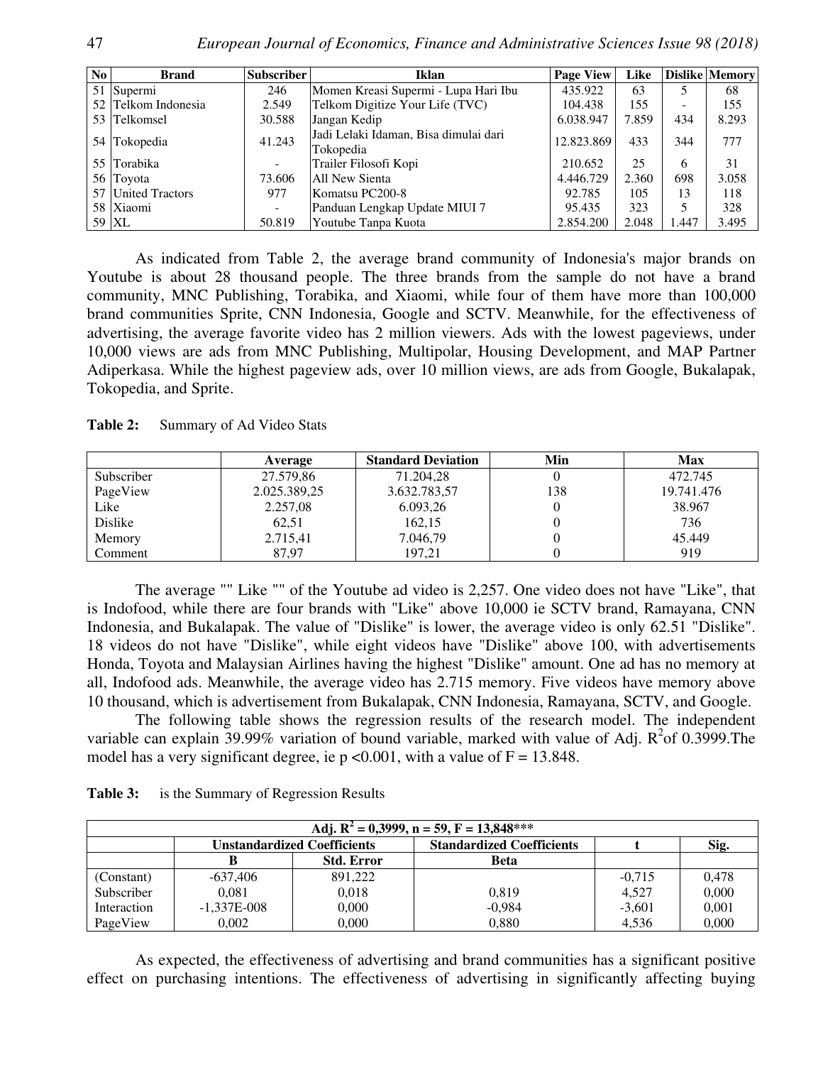| No | Brand | Subscriber | Iklan | Page View | Like | Dislike | Memory |
|---|---|---|---|---|---|---|---|
| 51 | Supermi | 246 | Momen Kreasi Supermi - Lupa Hari Ibu | 435.922 | 63 | 5 | 68 |
| 52 | Telkom Indonesia | 2.549 | Telkom Digitize Your Life (TVC) | 104.438 | 155 | - | 155 |
| 53 | Telkomsel | 30.588 | Jangan Kedip | 6.038.947 | 7.859 | 434 | 8.293 |
| 54 | Tokopedia | 41.243 | Jadi Lelaki Idaman, Bisa dimulai dari Tokopedia | 12.823.869 | 433 | 344 | 777 |
| 55 | Torabika | - | Trailer Filosofi Kopi | 210.652 | 25 | 6 | 31 |
| 56 | Toyota | 73.606 | All New Sienta | 4.446.729 | 2.360 | 698 | 3.058 |
| 57 | United Tractors | 977 | Komatsu PC200-8 | 92.785 | 105 | 13 | 118 |
| 58 | Xiaomi | - | Panduan Lengkap Update MIUI 7 | 95.435 | 323 | 5 | 328 |
| 59 | XL | 50.819 | Youtube Tanpa Kuota | 2.854.200 | 2.048 | 1.447 | 3.495 |

As indicated from Table 2, the average brand community of Indonesia's major brands on Youtube is about 28 thousand people. The three brands from the sample do not have a brand community, MNC Publishing, Torabika, and Xiaomi, while four of them have more than 100,000 brand communities Sprite, CNN Indonesia, Google and SCTV. Meanwhile, for the effectiveness of advertising, the average favorite video has 2 million viewers. Ads with the lowest pageviews, under 10,000 views are ads from MNC Publishing, Multipolar, Housing Development, and MAP Partner Adiperkasa. While the highest pageview ads, over 10 million views, are ads from Google, Bukalapak, Tokopedia, and Sprite.

**Table 2:** Summary of Ad Video Stats

| | Average | Standard Deviation | Min | Max |
|---|---|---|---|---|
| Subscriber | 27.579,86 | 71.204,28 | 0 | 472.745 |
| PageView | 2.025.389,25 | 3.632.783,57 | 138 | 19.741.476 |
| Like | 2.257,08 | 6.093,26 | 0 | 38.967 |
| Dislike | 62,51 | 162,15 | 0 | 736 |
| Memory | 2.715,41 | 7.046,79 | 0 | 45.449 |
| Comment | 87,97 | 197,21 | 0 | 919 |

The average "" Like "" of the Youtube ad video is 2,257. One video does not have "Like", that is Indofood, while there are four brands with "Like" above 10,000 ie SCTV brand, Ramayana, CNN Indonesia, and Bukalapak. The value of "Dislike" is lower, the average video is only 62.51 "Dislike". 18 videos do not have "Dislike", while eight videos have "Dislike" above 100, with advertisements Honda, Toyota and Malaysian Airlines having the highest "Dislike" amount. One ad has no memory at all, Indofood ads. Meanwhile, the average video has 2.715 memory. Five videos have memory above 10 thousand, which is advertisement from Bukalapak, CNN Indonesia, Ramayana, SCTV, and Google.

The following table shows the regression results of the research model. The independent variable can explain 39.99% variation of bound variable, marked with value of Adj. $R^2$of 0.3999.The model has a very significant degree, ie $p < 0.001$, with a value of $F = 13.848$.

**Table 3:** is the Summary of Regression Results

| Adj. $R^2$ = 0,3999, n = 59, F = 13,848*** | | | | | |
|---|---|---|---|---|---|
| | Unstandardized Coefficients | | Standardized Coefficients | t | Sig. |
| | B | Std. Error | Beta | | |
| (Constant) | -637,406 | 891,222 | | -0,715 | 0,478 |
| Subscriber | 0,081 | 0,018 | 0,819 | 4,527 | 0,000 |
| Interaction | -1,337E-008 | 0,000 | -0,984 | -3,601 | 0,001 |
| PageView | 0,002 | 0,000 | 0,880 | 4,536 | 0,000 |

As expected, the effectiveness of advertising and brand communities has a significant positive effect on purchasing intentions. The effectiveness of advertising in significantly affecting buying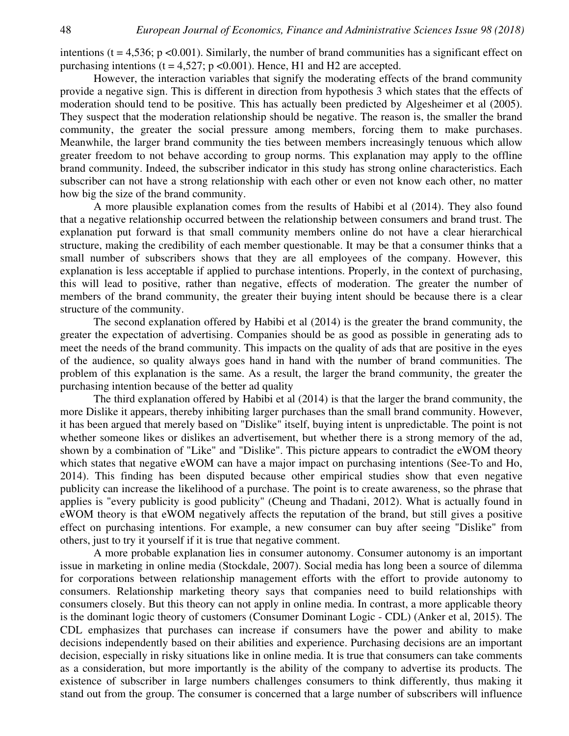intentions ($t = 4{,}536$; $p < 0.001$). Similarly, the number of brand communities has a significant effect on purchasing intentions ($t = 4{,}527$; $p < 0.001$). Hence, H1 and H2 are accepted.

However, the interaction variables that signify the moderating effects of the brand community provide a negative sign. This is different in direction from hypothesis 3 which states that the effects of moderation should tend to be positive. This has actually been predicted by Algesheimer et al (2005). They suspect that the moderation relationship should be negative. The reason is, the smaller the brand community, the greater the social pressure among members, forcing them to make purchases. Meanwhile, the larger brand community the ties between members increasingly tenuous which allow greater freedom to not behave according to group norms. This explanation may apply to the offline brand community. Indeed, the subscriber indicator in this study has strong online characteristics. Each subscriber can not have a strong relationship with each other or even not know each other, no matter how big the size of the brand community.

A more plausible explanation comes from the results of Habibi et al (2014). They also found that a negative relationship occurred between the relationship between consumers and brand trust. The explanation put forward is that small community members online do not have a clear hierarchical structure, making the credibility of each member questionable. It may be that a consumer thinks that a small number of subscribers shows that they are all employees of the company. However, this explanation is less acceptable if applied to purchase intentions. Properly, in the context of purchasing, this will lead to positive, rather than negative, effects of moderation. The greater the number of members of the brand community, the greater their buying intent should be because there is a clear structure of the community.

The second explanation offered by Habibi et al (2014) is the greater the brand community, the greater the expectation of advertising. Companies should be as good as possible in generating ads to meet the needs of the brand community. This impacts on the quality of ads that are positive in the eyes of the audience, so quality always goes hand in hand with the number of brand communities. The problem of this explanation is the same. As a result, the larger the brand community, the greater the purchasing intention because of the better ad quality

The third explanation offered by Habibi et al (2014) is that the larger the brand community, the more Dislike it appears, thereby inhibiting larger purchases than the small brand community. However, it has been argued that merely based on "Dislike" itself, buying intent is unpredictable. The point is not whether someone likes or dislikes an advertisement, but whether there is a strong memory of the ad, shown by a combination of "Like" and "Dislike". This picture appears to contradict the eWOM theory which states that negative eWOM can have a major impact on purchasing intentions (See-To and Ho, 2014). This finding has been disputed because other empirical studies show that even negative publicity can increase the likelihood of a purchase. The point is to create awareness, so the phrase that applies is "every publicity is good publicity" (Cheung and Thadani, 2012). What is actually found in eWOM theory is that eWOM negatively affects the reputation of the brand, but still gives a positive effect on purchasing intentions. For example, a new consumer can buy after seeing "Dislike" from others, just to try it yourself if it is true that negative comment.

A more probable explanation lies in consumer autonomy. Consumer autonomy is an important issue in marketing in online media (Stockdale, 2007). Social media has long been a source of dilemma for corporations between relationship management efforts with the effort to provide autonomy to consumers. Relationship marketing theory says that companies need to build relationships with consumers closely. But this theory can not apply in online media. In contrast, a more applicable theory is the dominant logic theory of customers (Consumer Dominant Logic - CDL) (Anker et al, 2015). The CDL emphasizes that purchases can increase if consumers have the power and ability to make decisions independently based on their abilities and experience. Purchasing decisions are an important decision, especially in risky situations like in online media. It is true that consumers can take comments as a consideration, but more importantly is the ability of the company to advertise its products. The existence of subscriber in large numbers challenges consumers to think differently, thus making it stand out from the group. The consumer is concerned that a large number of subscribers will influence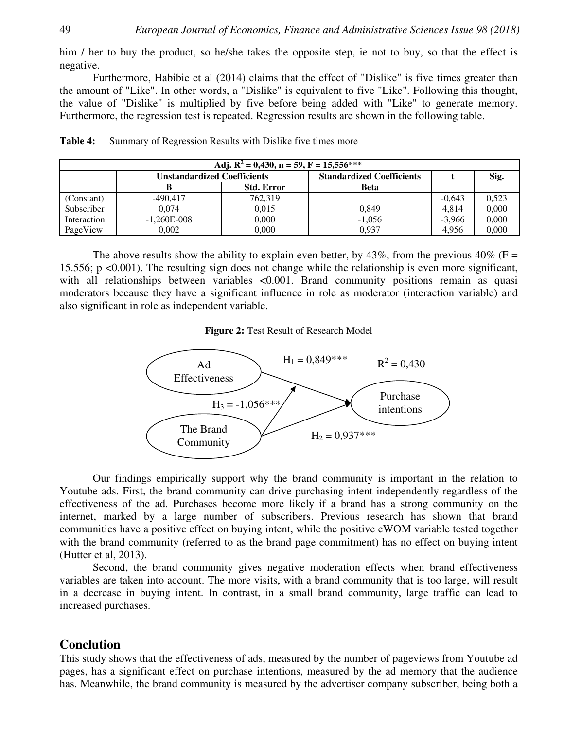him / her to buy the product, so he/she takes the opposite step, ie not to buy, so that the effect is negative.

Furthermore, Habibie et al (2014) claims that the effect of "Dislike" is five times greater than the amount of "Like". In other words, a "Dislike" is equivalent to five "Like". Following this thought, the value of "Dislike" is multiplied by five before being added with "Like" to generate memory. Furthermore, the regression test is repeated. Regression results are shown in the following table.

**Table 4:** Summary of Regression Results with Dislike five times more

| Adj. $R^2$ = 0,430, n = 59, F = 15,556*** | | | | | |
|---|---|---|---|---|---|
| | **Unstandardized Coefficients** | | **Standardized Coefficients** | **t** | **Sig.** |
| | **B** | **Std. Error** | **Beta** | | |
| (Constant) | -490,417 | 762,319 | | -0,643 | 0,523 |
| Subscriber | 0,074 | 0,015 | 0,849 | 4,814 | 0,000 |
| Interaction | -1,260E-008 | 0,000 | -1,056 | -3,966 | 0,000 |
| PageView | 0,002 | 0,000 | 0,937 | 4,956 | 0,000 |

The above results show the ability to explain even better, by 43%, from the previous 40% ($F = 15.556$; $p < 0.001$). The resulting sign does not change while the relationship is even more significant, with all relationships between variables <0.001. Brand community positions remain as quasi moderators because they have a significant influence in role as moderator (interaction variable) and also significant in role as independent variable.

**Figure 2:** Test Result of Research Model

Ad Effectiveness → Purchase intentions: $H_1 = 0{,}849$***

The Brand Community → Purchase intentions: $H_2 = 0{,}937$***

The Brand Community → (Ad Effectiveness → Purchase intentions): $H_3 = -1{,}056$***

$R^2 = 0{,}430$

Our findings empirically support why the brand community is important in the relation to Youtube ads. First, the brand community can drive purchasing intent independently regardless of the effectiveness of the ad. Purchases become more likely if a brand has a strong community on the internet, marked by a large number of subscribers. Previous research has shown that brand communities have a positive effect on buying intent, while the positive eWOM variable tested together with the brand community (referred to as the brand page commitment) has no effect on buying intent (Hutter et al, 2013).

Second, the brand community gives negative moderation effects when brand effectiveness variables are taken into account. The more visits, with a brand community that is too large, will result in a decrease in buying intent. In contrast, in a small brand community, large traffic can lead to increased purchases.

## Conclution

This study shows that the effectiveness of ads, measured by the number of pageviews from Youtube ad pages, has a significant effect on purchase intentions, measured by the ad memory that the audience has. Meanwhile, the brand community is measured by the advertiser company subscriber, being both a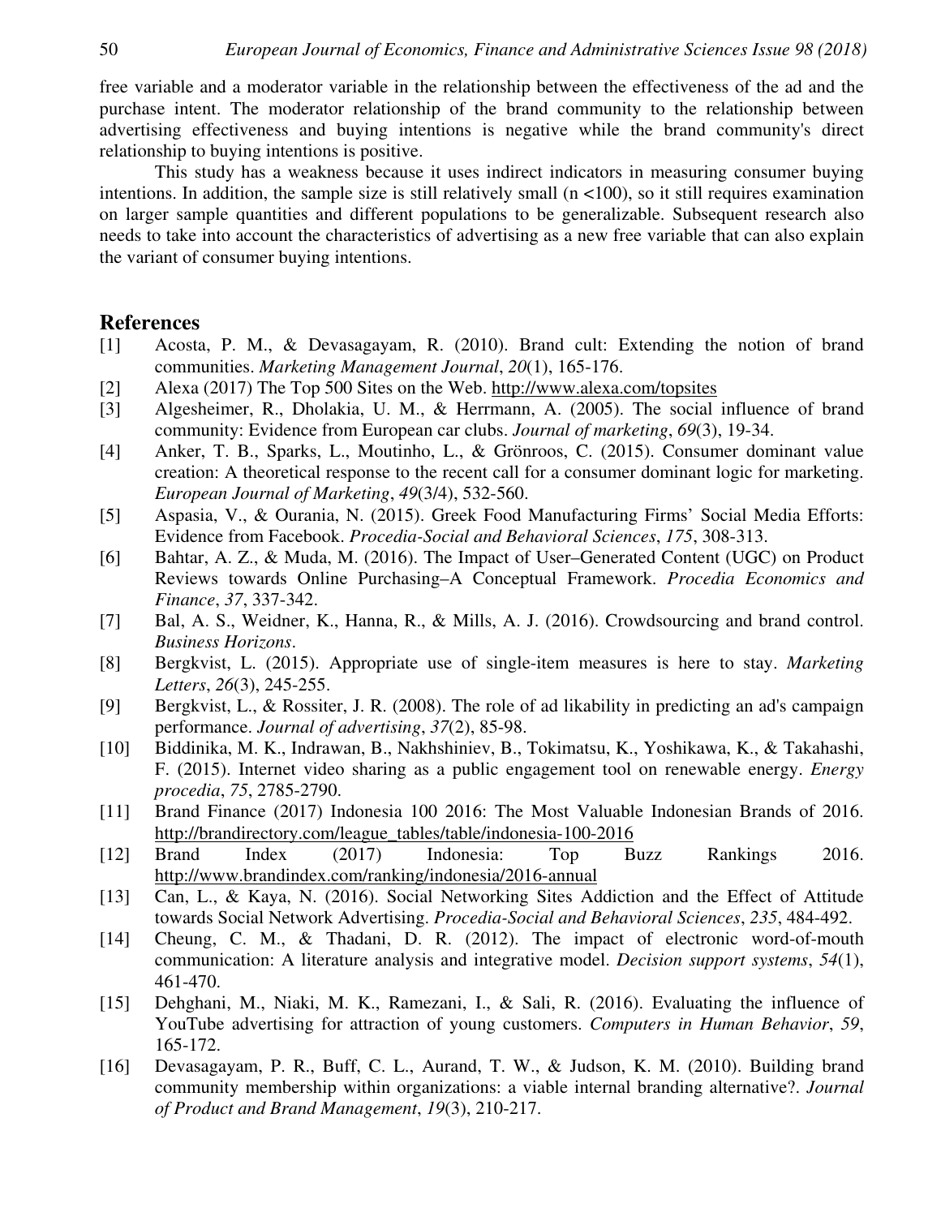free variable and a moderator variable in the relationship between the effectiveness of the ad and the purchase intent. The moderator relationship of the brand community to the relationship between advertising effectiveness and buying intentions is negative while the brand community's direct relationship to buying intentions is positive.

This study has a weakness because it uses indirect indicators in measuring consumer buying intentions. In addition, the sample size is still relatively small (n <100), so it still requires examination on larger sample quantities and different populations to be generalizable. Subsequent research also needs to take into account the characteristics of advertising as a new free variable that can also explain the variant of consumer buying intentions.

## References

[1] Acosta, P. M., & Devasagayam, R. (2010). Brand cult: Extending the notion of brand communities. *Marketing Management Journal*, *20*(1), 165-176.

[2] Alexa (2017) The Top 500 Sites on the Web. http://www.alexa.com/topsites

[3] Algesheimer, R., Dholakia, U. M., & Herrmann, A. (2005). The social influence of brand community: Evidence from European car clubs. *Journal of marketing*, *69*(3), 19-34.

[4] Anker, T. B., Sparks, L., Moutinho, L., & Grönroos, C. (2015). Consumer dominant value creation: A theoretical response to the recent call for a consumer dominant logic for marketing. *European Journal of Marketing*, *49*(3/4), 532-560.

[5] Aspasia, V., & Ourania, N. (2015). Greek Food Manufacturing Firms' Social Media Efforts: Evidence from Facebook. *Procedia-Social and Behavioral Sciences*, *175*, 308-313.

[6] Bahtar, A. Z., & Muda, M. (2016). The Impact of User–Generated Content (UGC) on Product Reviews towards Online Purchasing–A Conceptual Framework. *Procedia Economics and Finance*, *37*, 337-342.

[7] Bal, A. S., Weidner, K., Hanna, R., & Mills, A. J. (2016). Crowdsourcing and brand control. *Business Horizons*.

[8] Bergkvist, L. (2015). Appropriate use of single-item measures is here to stay. *Marketing Letters*, *26*(3), 245-255.

[9] Bergkvist, L., & Rossiter, J. R. (2008). The role of ad likability in predicting an ad's campaign performance. *Journal of advertising*, *37*(2), 85-98.

[10] Biddinika, M. K., Indrawan, B., Nakhshiniev, B., Tokimatsu, K., Yoshikawa, K., & Takahashi, F. (2015). Internet video sharing as a public engagement tool on renewable energy. *Energy procedia*, *75*, 2785-2790.

[11] Brand Finance (2017) Indonesia 100 2016: The Most Valuable Indonesian Brands of 2016. http://brandirectory.com/league_tables/table/indonesia-100-2016

[12] Brand Index (2017) Indonesia: Top Buzz Rankings 2016. http://www.brandindex.com/ranking/indonesia/2016-annual

[13] Can, L., & Kaya, N. (2016). Social Networking Sites Addiction and the Effect of Attitude towards Social Network Advertising. *Procedia-Social and Behavioral Sciences*, *235*, 484-492.

[14] Cheung, C. M., & Thadani, D. R. (2012). The impact of electronic word-of-mouth communication: A literature analysis and integrative model. *Decision support systems*, *54*(1), 461-470.

[15] Dehghani, M., Niaki, M. K., Ramezani, I., & Sali, R. (2016). Evaluating the influence of YouTube advertising for attraction of young customers. *Computers in Human Behavior*, *59*, 165-172.

[16] Devasagayam, P. R., Buff, C. L., Aurand, T. W., & Judson, K. M. (2010). Building brand community membership within organizations: a viable internal branding alternative?. *Journal of Product and Brand Management*, *19*(3), 210-217.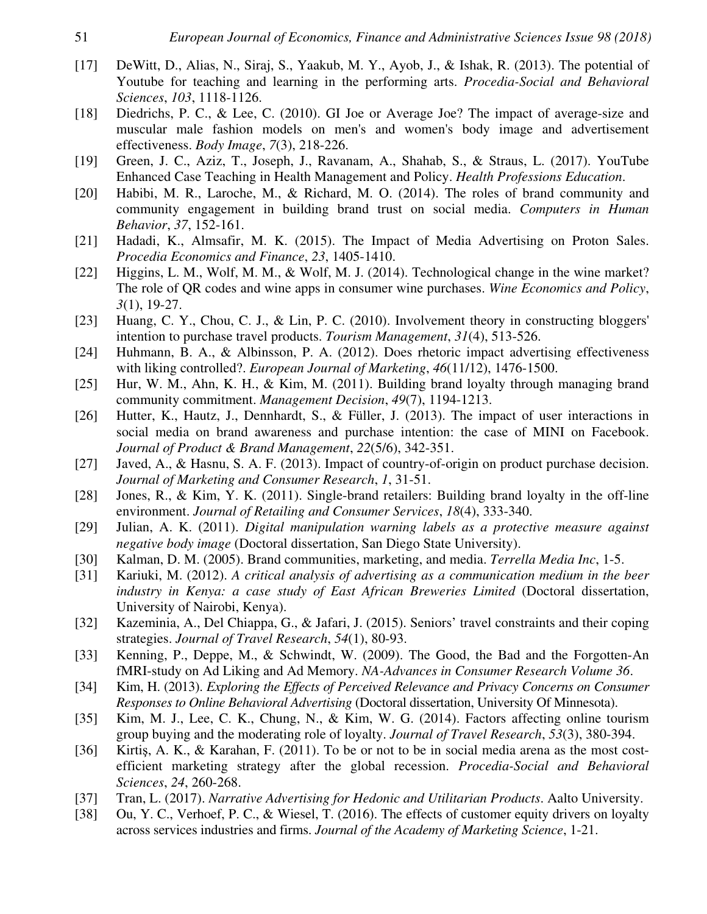[17] DeWitt, D., Alias, N., Siraj, S., Yaakub, M. Y., Ayob, J., & Ishak, R. (2013). The potential of Youtube for teaching and learning in the performing arts. *Procedia-Social and Behavioral Sciences*, *103*, 1118-1126.

[18] Diedrichs, P. C., & Lee, C. (2010). GI Joe or Average Joe? The impact of average-size and muscular male fashion models on men's and women's body image and advertisement effectiveness. *Body Image*, *7*(3), 218-226.

[19] Green, J. C., Aziz, T., Joseph, J., Ravanam, A., Shahab, S., & Straus, L. (2017). YouTube Enhanced Case Teaching in Health Management and Policy. *Health Professions Education*.

[20] Habibi, M. R., Laroche, M., & Richard, M. O. (2014). The roles of brand community and community engagement in building brand trust on social media. *Computers in Human Behavior*, *37*, 152-161.

[21] Hadadi, K., Almsafir, M. K. (2015). The Impact of Media Advertising on Proton Sales. *Procedia Economics and Finance*, *23*, 1405-1410.

[22] Higgins, L. M., Wolf, M. M., & Wolf, M. J. (2014). Technological change in the wine market? The role of QR codes and wine apps in consumer wine purchases. *Wine Economics and Policy*, *3*(1), 19-27.

[23] Huang, C. Y., Chou, C. J., & Lin, P. C. (2010). Involvement theory in constructing bloggers' intention to purchase travel products. *Tourism Management*, *31*(4), 513-526.

[24] Huhmann, B. A., & Albinsson, P. A. (2012). Does rhetoric impact advertising effectiveness with liking controlled?. *European Journal of Marketing*, *46*(11/12), 1476-1500.

[25] Hur, W. M., Ahn, K. H., & Kim, M. (2011). Building brand loyalty through managing brand community commitment. *Management Decision*, *49*(7), 1194-1213.

[26] Hutter, K., Hautz, J., Dennhardt, S., & Füller, J. (2013). The impact of user interactions in social media on brand awareness and purchase intention: the case of MINI on Facebook. *Journal of Product & Brand Management*, *22*(5/6), 342-351.

[27] Javed, A., & Hasnu, S. A. F. (2013). Impact of country-of-origin on product purchase decision. *Journal of Marketing and Consumer Research*, *1*, 31-51.

[28] Jones, R., & Kim, Y. K. (2011). Single-brand retailers: Building brand loyalty in the off-line environment. *Journal of Retailing and Consumer Services*, *18*(4), 333-340.

[29] Julian, A. K. (2011). *Digital manipulation warning labels as a protective measure against negative body image* (Doctoral dissertation, San Diego State University).

[30] Kalman, D. M. (2005). Brand communities, marketing, and media. *Terrella Media Inc*, 1-5.

[31] Kariuki, M. (2012). *A critical analysis of advertising as a communication medium in the beer industry in Kenya: a case study of East African Breweries Limited* (Doctoral dissertation, University of Nairobi, Kenya).

[32] Kazeminia, A., Del Chiappa, G., & Jafari, J. (2015). Seniors' travel constraints and their coping strategies. *Journal of Travel Research*, *54*(1), 80-93.

[33] Kenning, P., Deppe, M., & Schwindt, W. (2009). The Good, the Bad and the Forgotten-An fMRI-study on Ad Liking and Ad Memory. *NA-Advances in Consumer Research Volume 36*.

[34] Kim, H. (2013). *Exploring the Effects of Perceived Relevance and Privacy Concerns on Consumer Responses to Online Behavioral Advertising* (Doctoral dissertation, University Of Minnesota).

[35] Kim, M. J., Lee, C. K., Chung, N., & Kim, W. G. (2014). Factors affecting online tourism group buying and the moderating role of loyalty. *Journal of Travel Research*, *53*(3), 380-394.

[36] Kirtiş, A. K., & Karahan, F. (2011). To be or not to be in social media arena as the most cost-efficient marketing strategy after the global recession. *Procedia-Social and Behavioral Sciences*, *24*, 260-268.

[37] Tran, L. (2017). *Narrative Advertising for Hedonic and Utilitarian Products*. Aalto University.

[38] Ou, Y. C., Verhoef, P. C., & Wiesel, T. (2016). The effects of customer equity drivers on loyalty across services industries and firms. *Journal of the Academy of Marketing Science*, 1-21.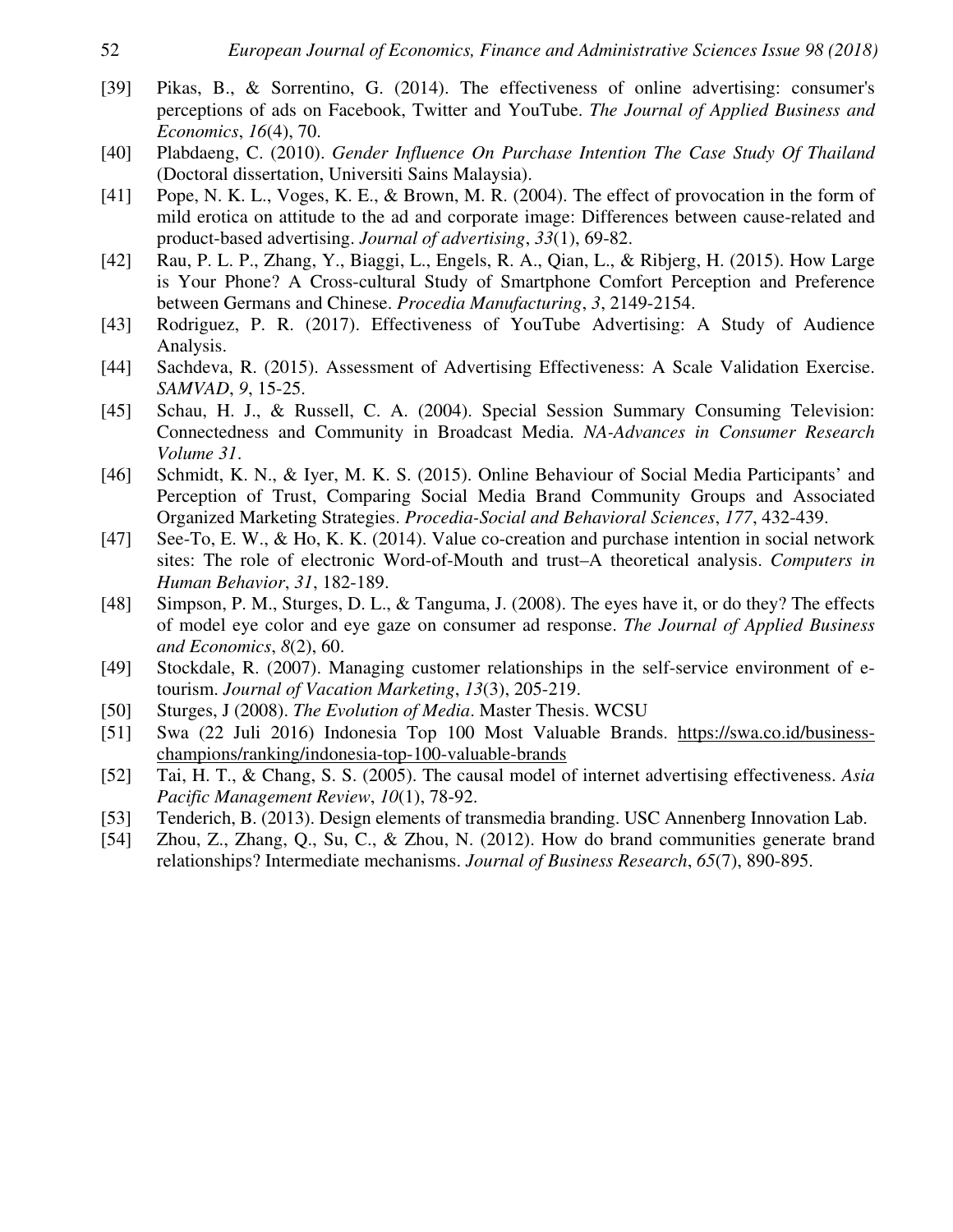[39] Pikas, B., & Sorrentino, G. (2014). The effectiveness of online advertising: consumer's perceptions of ads on Facebook, Twitter and YouTube. *The Journal of Applied Business and Economics*, *16*(4), 70.

[40] Plabdaeng, C. (2010). *Gender Influence On Purchase Intention The Case Study Of Thailand* (Doctoral dissertation, Universiti Sains Malaysia).

[41] Pope, N. K. L., Voges, K. E., & Brown, M. R. (2004). The effect of provocation in the form of mild erotica on attitude to the ad and corporate image: Differences between cause-related and product-based advertising. *Journal of advertising*, *33*(1), 69-82.

[42] Rau, P. L. P., Zhang, Y., Biaggi, L., Engels, R. A., Qian, L., & Ribjerg, H. (2015). How Large is Your Phone? A Cross-cultural Study of Smartphone Comfort Perception and Preference between Germans and Chinese. *Procedia Manufacturing*, *3*, 2149-2154.

[43] Rodriguez, P. R. (2017). Effectiveness of YouTube Advertising: A Study of Audience Analysis.

[44] Sachdeva, R. (2015). Assessment of Advertising Effectiveness: A Scale Validation Exercise. *SAMVAD*, *9*, 15-25.

[45] Schau, H. J., & Russell, C. A. (2004). Special Session Summary Consuming Television: Connectedness and Community in Broadcast Media. *NA-Advances in Consumer Research Volume 31*.

[46] Schmidt, K. N., & Iyer, M. K. S. (2015). Online Behaviour of Social Media Participants' and Perception of Trust, Comparing Social Media Brand Community Groups and Associated Organized Marketing Strategies. *Procedia-Social and Behavioral Sciences*, *177*, 432-439.

[47] See-To, E. W., & Ho, K. K. (2014). Value co-creation and purchase intention in social network sites: The role of electronic Word-of-Mouth and trust–A theoretical analysis. *Computers in Human Behavior*, *31*, 182-189.

[48] Simpson, P. M., Sturges, D. L., & Tanguma, J. (2008). The eyes have it, or do they? The effects of model eye color and eye gaze on consumer ad response. *The Journal of Applied Business and Economics*, *8*(2), 60.

[49] Stockdale, R. (2007). Managing customer relationships in the self-service environment of e-tourism. *Journal of Vacation Marketing*, *13*(3), 205-219.

[50] Sturges, J (2008). *The Evolution of Media*. Master Thesis. WCSU

[51] Swa (22 Juli 2016) Indonesia Top 100 Most Valuable Brands. https://swa.co.id/business-champions/ranking/indonesia-top-100-valuable-brands

[52] Tai, H. T., & Chang, S. S. (2005). The causal model of internet advertising effectiveness. *Asia Pacific Management Review*, *10*(1), 78-92.

[53] Tenderich, B. (2013). Design elements of transmedia branding. USC Annenberg Innovation Lab.

[54] Zhou, Z., Zhang, Q., Su, C., & Zhou, N. (2012). How do brand communities generate brand relationships? Intermediate mechanisms. *Journal of Business Research*, *65*(7), 890-895.